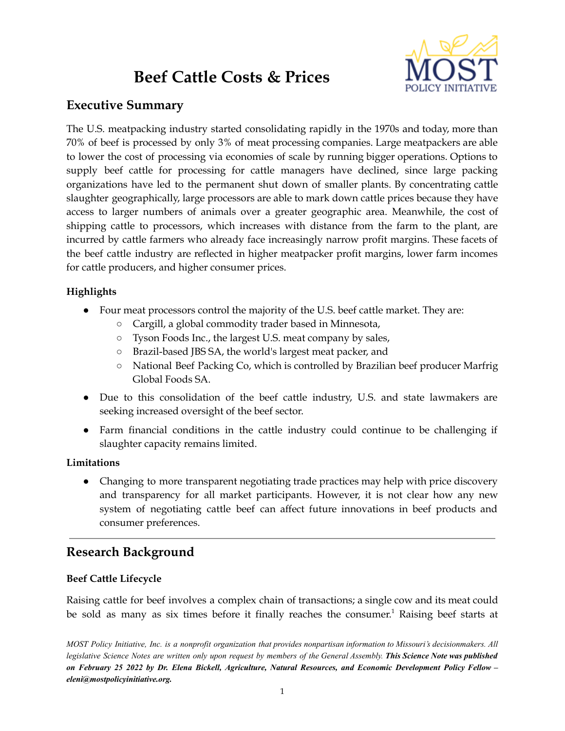# Beef Cattle Costs & Prices

## Executive Summary

The U.S. meatpacking industry started consolidating rapidly in the 1970s and today, more than 70% of beef is processed by only 3% of meat processing companies. Large meatpackers are able to lower the cost of processing via economies of scale by running bigger operations. Options to supply beef cattle for processing for cattle managers have declined, since large packing organizations have led to the permanent shut down of smaller plants. By concentrating cattle slaughter geographically, large processors are able to mark down cattle prices because they have access to larger numbers of animals over a greater geographic area. Meanwhile, the cost of shipping cattle to processors, which increases with distance from the farm to the plant, are incurred by cattle farmers who already face increasingly narrow profit margins. These facets of the beef cattle industry are reflected in higher meatpacker profit margins, lower farm incomes for cattle producers, and higher consumer prices.

### Highlights

- Four meat processors control the majority of the U.S. beef cattle market. They are:
  - Cargill, a global commodity trader based in Minnesota,
  - Tyson Foods Inc., the largest U.S. meat company by sales,
  - Brazil-based JBS SA, the world's largest meat packer, and
  - National Beef Packing Co, which is controlled by Brazilian beef producer Marfrig Global Foods SA.
- Due to this consolidation of the beef cattle industry, U.S. and state lawmakers are seeking increased oversight of the beef sector.
- Farm financial conditions in the cattle industry could continue to be challenging if slaughter capacity remains limited.

### Limitations

- Changing to more transparent negotiating trade practices may help with price discovery and transparency for all market participants. However, it is not clear how any new system of negotiating cattle beef can affect future innovations in beef products and consumer preferences.

---

## Research Background

### Beef Cattle Lifecycle

Raising cattle for beef involves a complex chain of transactions; a single cow and its meat could be sold as many as six times before it finally reaches the consumer.[1] Raising beef starts at

*MOST Policy Initiative, Inc. is a nonprofit organization that provides nonpartisan information to Missouri's decisionmakers. All legislative Science Notes are written only upon request by members of the General Assembly.* ***This Science Note was published on February 25 2022 by Dr. Elena Bickell, Agriculture, Natural Resources, and Economic Development Policy Fellow – eleni@mostpolicyinitiative.org.***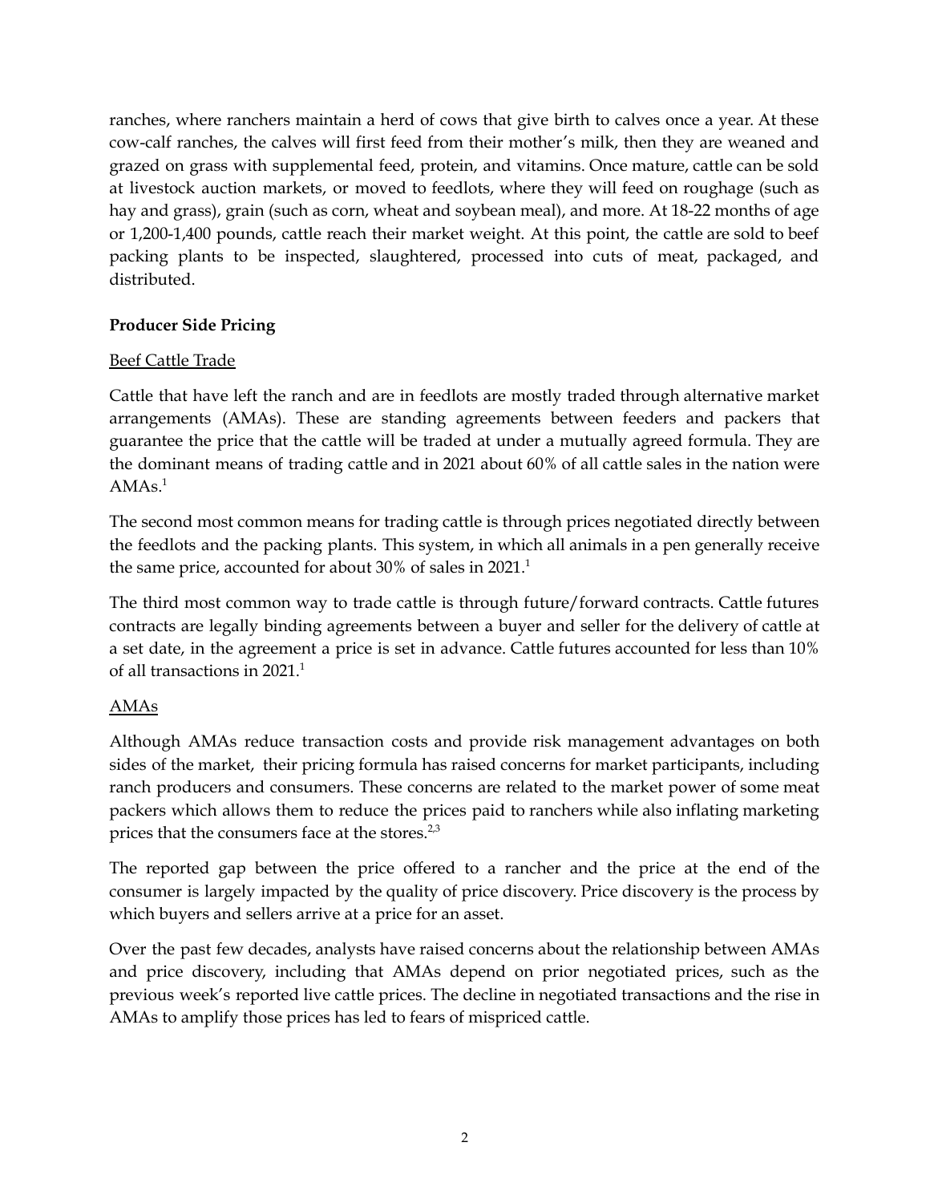ranches, where ranchers maintain a herd of cows that give birth to calves once a year. At these cow-calf ranches, the calves will first feed from their mother's milk, then they are weaned and grazed on grass with supplemental feed, protein, and vitamins. Once mature, cattle can be sold at livestock auction markets, or moved to feedlots, where they will feed on roughage (such as hay and grass), grain (such as corn, wheat and soybean meal), and more. At 18-22 months of age or 1,200-1,400 pounds, cattle reach their market weight. At this point, the cattle are sold to beef packing plants to be inspected, slaughtered, processed into cuts of meat, packaged, and distributed.

**Producer Side Pricing**

Beef Cattle Trade

Cattle that have left the ranch and are in feedlots are mostly traded through alternative market arrangements (AMAs). These are standing agreements between feeders and packers that guarantee the price that the cattle will be traded at under a mutually agreed formula. They are the dominant means of trading cattle and in 2021 about 60% of all cattle sales in the nation were AMAs.[1]

The second most common means for trading cattle is through prices negotiated directly between the feedlots and the packing plants. This system, in which all animals in a pen generally receive the same price, accounted for about 30% of sales in 2021.[1]

The third most common way to trade cattle is through future/forward contracts. Cattle futures contracts are legally binding agreements between a buyer and seller for the delivery of cattle at a set date, in the agreement a price is set in advance. Cattle futures accounted for less than 10% of all transactions in 2021.[1]

AMAs

Although AMAs reduce transaction costs and provide risk management advantages on both sides of the market, their pricing formula has raised concerns for market participants, including ranch producers and consumers. These concerns are related to the market power of some meat packers which allows them to reduce the prices paid to ranchers while also inflating marketing prices that the consumers face at the stores.[2,3]

The reported gap between the price offered to a rancher and the price at the end of the consumer is largely impacted by the quality of price discovery. Price discovery is the process by which buyers and sellers arrive at a price for an asset.

Over the past few decades, analysts have raised concerns about the relationship between AMAs and price discovery, including that AMAs depend on prior negotiated prices, such as the previous week's reported live cattle prices. The decline in negotiated transactions and the rise in AMAs to amplify those prices has led to fears of mispriced cattle.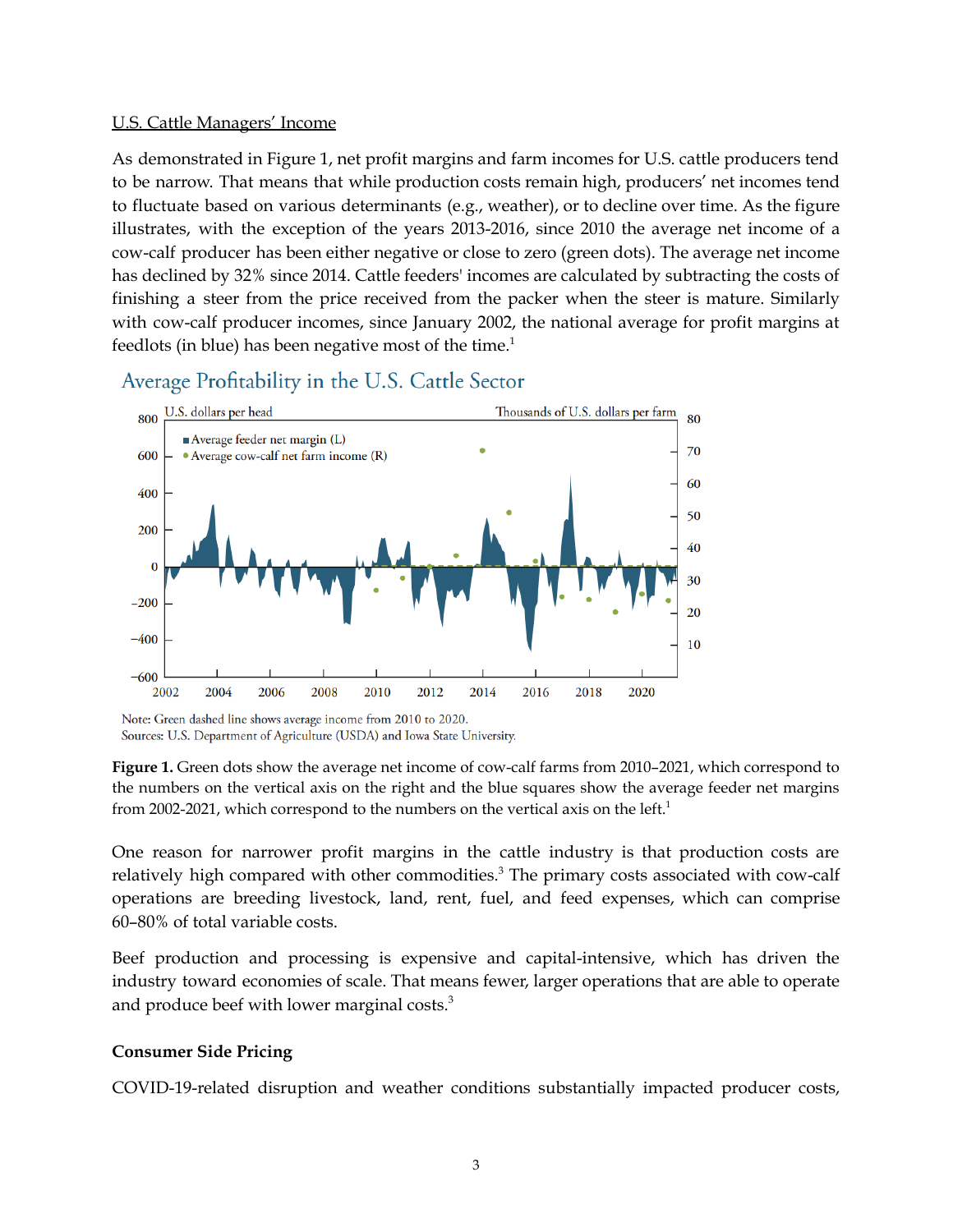U.S. Cattle Managers' Income

As demonstrated in Figure 1, net profit margins and farm incomes for U.S. cattle producers tend to be narrow. That means that while production costs remain high, producers' net incomes tend to fluctuate based on various determinants (e.g., weather), or to decline over time. As the figure illustrates, with the exception of the years 2013-2016, since 2010 the average net income of a cow-calf producer has been either negative or close to zero (green dots). The average net income has declined by 32% since 2014. Cattle feeders' incomes are calculated by subtracting the costs of finishing a steer from the price received from the packer when the steer is mature. Similarly with cow-calf producer incomes, since January 2002, the national average for profit margins at feedlots (in blue) has been negative most of the time.[1]

Average Profitability in the U.S. Cattle Sector

Note: Green dashed line shows average income from 2010 to 2020.
Sources: U.S. Department of Agriculture (USDA) and Iowa State University.

**Figure 1.** Green dots show the average net income of cow-calf farms from 2010–2021, which correspond to the numbers on the vertical axis on the right and the blue squares show the average feeder net margins from 2002-2021, which correspond to the numbers on the vertical axis on the left.[1]

One reason for narrower profit margins in the cattle industry is that production costs are relatively high compared with other commodities.[3] The primary costs associated with cow-calf operations are breeding livestock, land, rent, fuel, and feed expenses, which can comprise 60–80% of total variable costs.

Beef production and processing is expensive and capital-intensive, which has driven the industry toward economies of scale. That means fewer, larger operations that are able to operate and produce beef with lower marginal costs.[3]

**Consumer Side Pricing**

COVID-19-related disruption and weather conditions substantially impacted producer costs,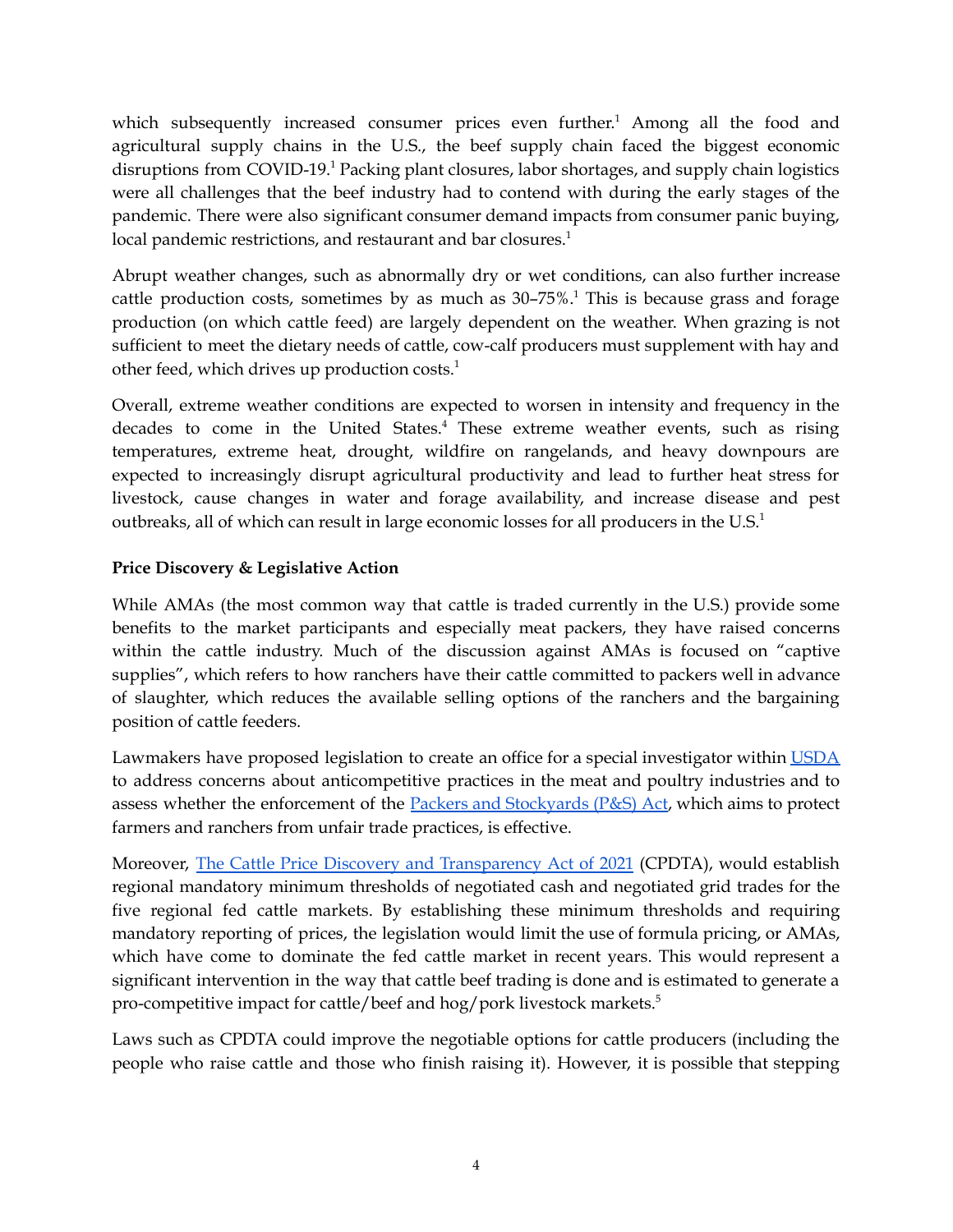which subsequently increased consumer prices even further.[1] Among all the food and agricultural supply chains in the U.S., the beef supply chain faced the biggest economic disruptions from COVID-19.[1] Packing plant closures, labor shortages, and supply chain logistics were all challenges that the beef industry had to contend with during the early stages of the pandemic. There were also significant consumer demand impacts from consumer panic buying, local pandemic restrictions, and restaurant and bar closures.[1]

Abrupt weather changes, such as abnormally dry or wet conditions, can also further increase cattle production costs, sometimes by as much as 30–75%.[1] This is because grass and forage production (on which cattle feed) are largely dependent on the weather. When grazing is not sufficient to meet the dietary needs of cattle, cow-calf producers must supplement with hay and other feed, which drives up production costs.[1]

Overall, extreme weather conditions are expected to worsen in intensity and frequency in the decades to come in the United States.[4] These extreme weather events, such as rising temperatures, extreme heat, drought, wildfire on rangelands, and heavy downpours are expected to increasingly disrupt agricultural productivity and lead to further heat stress for livestock, cause changes in water and forage availability, and increase disease and pest outbreaks, all of which can result in large economic losses for all producers in the U.S.[1]

**Price Discovery & Legislative Action**

While AMAs (the most common way that cattle is traded currently in the U.S.) provide some benefits to the market participants and especially meat packers, they have raised concerns within the cattle industry. Much of the discussion against AMAs is focused on "captive supplies", which refers to how ranchers have their cattle committed to packers well in advance of slaughter, which reduces the available selling options of the ranchers and the bargaining position of cattle feeders.

Lawmakers have proposed legislation to create an office for a special investigator within USDA to address concerns about anticompetitive practices in the meat and poultry industries and to assess whether the enforcement of the Packers and Stockyards (P&S) Act, which aims to protect farmers and ranchers from unfair trade practices, is effective.

Moreover, The Cattle Price Discovery and Transparency Act of 2021 (CPDTA), would establish regional mandatory minimum thresholds of negotiated cash and negotiated grid trades for the five regional fed cattle markets. By establishing these minimum thresholds and requiring mandatory reporting of prices, the legislation would limit the use of formula pricing, or AMAs, which have come to dominate the fed cattle market in recent years. This would represent a significant intervention in the way that cattle beef trading is done and is estimated to generate a pro-competitive impact for cattle/beef and hog/pork livestock markets.[5]

Laws such as CPDTA could improve the negotiable options for cattle producers (including the people who raise cattle and those who finish raising it). However, it is possible that stepping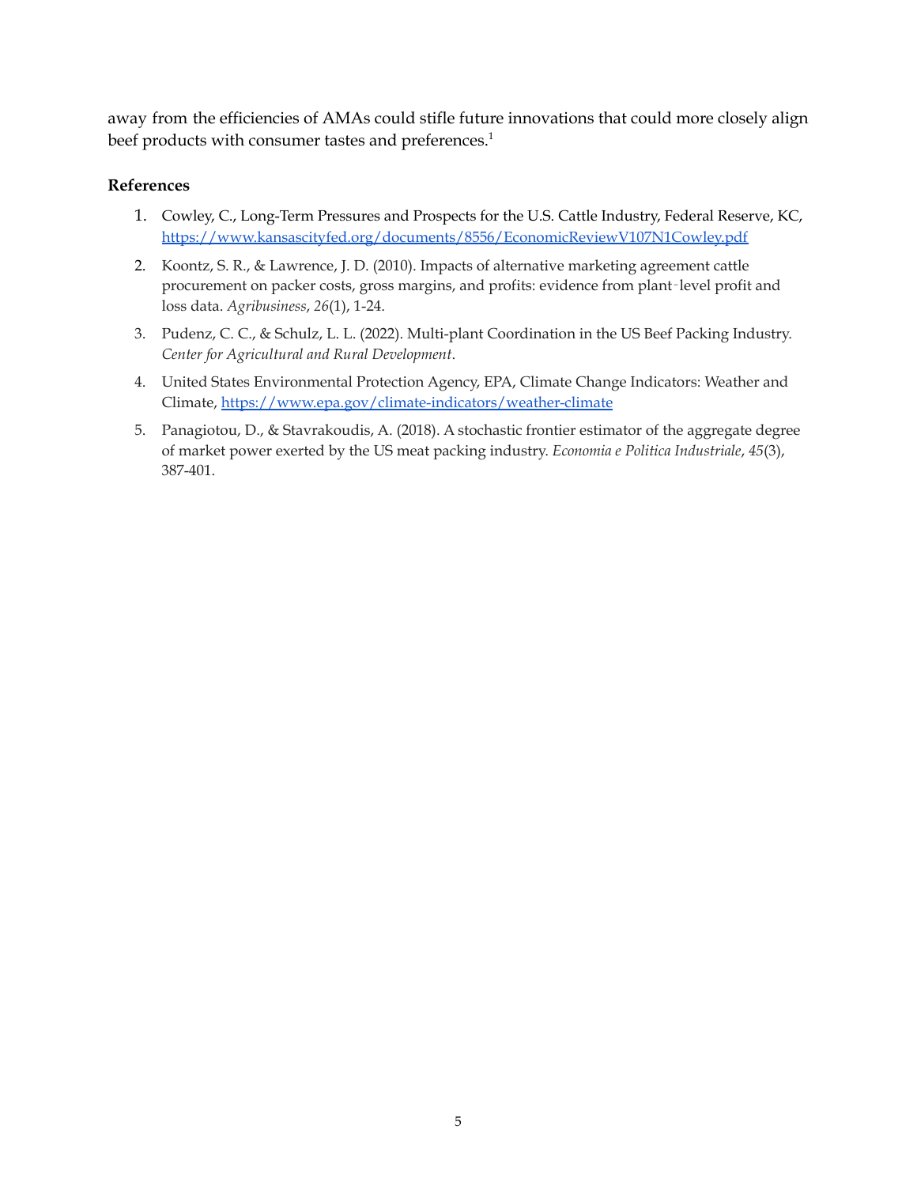away from the efficiencies of AMAs could stifle future innovations that could more closely align beef products with consumer tastes and preferences.[1]

**References**

1. Cowley, C., Long-Term Pressures and Prospects for the U.S. Cattle Industry, Federal Reserve, KC, https://www.kansascityfed.org/documents/8556/EconomicReviewV107N1Cowley.pdf
2. Koontz, S. R., & Lawrence, J. D. (2010). Impacts of alternative marketing agreement cattle procurement on packer costs, gross margins, and profits: evidence from plant‐level profit and loss data. *Agribusiness*, *26*(1), 1-24.
3. Pudenz, C. C., & Schulz, L. L. (2022). Multi-plant Coordination in the US Beef Packing Industry. *Center for Agricultural and Rural Development*.
4. United States Environmental Protection Agency, EPA, Climate Change Indicators: Weather and Climate, https://www.epa.gov/climate-indicators/weather-climate
5. Panagiotou, D., & Stavrakoudis, A. (2018). A stochastic frontier estimator of the aggregate degree of market power exerted by the US meat packing industry. *Economia e Politica Industriale*, *45*(3), 387-401.